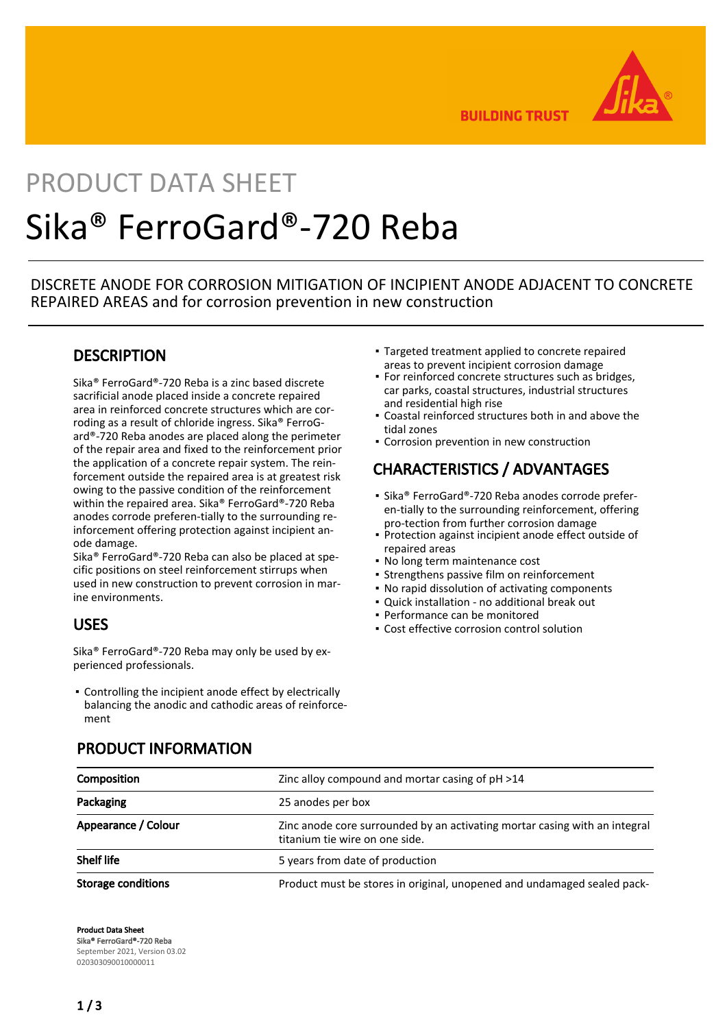PRODUCT DATA SHEET

# Sika® FerroGard®-720 Reba

DISCRETE ANODE FOR CORROSION MITIGATION OF INCIPIENT ANODE ADJACENT TO CONCRETE REPAIRED AREAS and for corrosion prevention in new construction

## DESCRIPTION

Sika® FerroGard®-720 Reba is a zinc based discrete sacrificial anode placed inside a concrete repaired area in reinforced concrete structures which are corroding as a result of chloride ingress. Sika® FerroGard®-720 Reba anodes are placed along the perimeter of the repair area and fixed to the reinforcement prior the application of a concrete repair system. The reinforcement outside the repaired area is at greatest risk owing to the passive condition of the reinforcement within the repaired area. Sika® FerroGard®-720 Reba anodes corrode preferen-tially to the surrounding reinforcement offering protection against incipient anode damage.
Sika® FerroGard®-720 Reba can also be placed at specific positions on steel reinforcement stirrups when used in new construction to prevent corrosion in marine environments.

## USES

Sika® FerroGard®-720 Reba may only be used by experienced professionals.

- Controlling the incipient anode effect by electrically balancing the anodic and cathodic areas of reinforcement
- Targeted treatment applied to concrete repaired areas to prevent incipient corrosion damage
- For reinforced concrete structures such as bridges, car parks, coastal structures, industrial structures and residential high rise
- Coastal reinforced structures both in and above the tidal zones
- Corrosion prevention in new construction

## CHARACTERISTICS / ADVANTAGES

- Sika® FerroGard®-720 Reba anodes corrode preferen-tially to the surrounding reinforcement, offering pro-tection from further corrosion damage
- Protection against incipient anode effect outside of repaired areas
- No long term maintenance cost
- Strengthens passive film on reinforcement
- No rapid dissolution of activating components
- Quick installation - no additional break out
- Performance can be monitored
- Cost effective corrosion control solution

## PRODUCT INFORMATION

| | |
|---|---|
| **Composition** | Zinc alloy compound and mortar casing of pH >14 |
| **Packaging** | 25 anodes per box |
| **Appearance / Colour** | Zinc anode core surrounded by an activating mortar casing with an integral titanium tie wire on one side. |
| **Shelf life** | 5 years from date of production |
| **Storage conditions** | Product must be stores in original, unopened and undamaged sealed pack- |

**Product Data Sheet**
**Sika® FerroGard®-720 Reba**
September 2021, Version 03.02
020303090010000011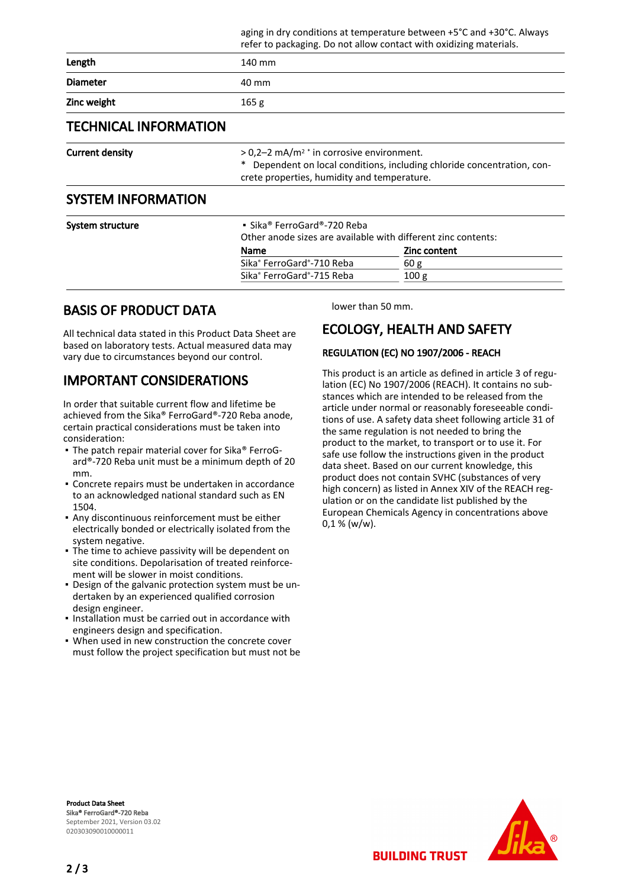| | aging in dry conditions at temperature between +5°C and +30°C. Always refer to packaging. Do not allow contact with oxidizing materials. |
|---|---|
| **Length** | 140 mm |
| **Diameter** | 40 mm |
| **Zinc weight** | 165 g |

## TECHNICAL INFORMATION

| | |
|---|---|
| **Current density** | > 0,2–2 $mA/m^2$ * in corrosive environment.<br>* Dependent on local conditions, including chloride concentration, concrete properties, humidity and temperature. |

## SYSTEM INFORMATION

**System structure**

- Sika® FerroGard®-720 Reba

Other anode sizes are available with different zinc contents:

| Name | Zinc content |
|---|---|
| Sika® FerroGard®-710 Reba | 60 g |
| Sika® FerroGard®-715 Reba | 100 g |

## BASIS OF PRODUCT DATA

All technical data stated in this Product Data Sheet are based on laboratory tests. Actual measured data may vary due to circumstances beyond our control.

## IMPORTANT CONSIDERATIONS

In order that suitable current flow and lifetime be achieved from the Sika® FerroGard®-720 Reba anode, certain practical considerations must be taken into consideration:

- The patch repair material cover for Sika® FerroGard®-720 Reba unit must be a minimum depth of 20 mm.
- Concrete repairs must be undertaken in accordance to an acknowledged national standard such as EN 1504.
- Any discontinuous reinforcement must be either electrically bonded or electrically isolated from the system negative.
- The time to achieve passivity will be dependent on site conditions. Depolarisation of treated reinforcement will be slower in moist conditions.
- Design of the galvanic protection system must be undertaken by an experienced qualified corrosion design engineer.
- Installation must be carried out in accordance with engineers design and specification.
- When used in new construction the concrete cover must follow the project specification but must not be lower than 50 mm.

## ECOLOGY, HEALTH AND SAFETY

### REGULATION (EC) NO 1907/2006 - REACH

This product is an article as defined in article 3 of regulation (EC) No 1907/2006 (REACH). It contains no substances which are intended to be released from the article under normal or reasonably foreseeable conditions of use. A safety data sheet following article 31 of the same regulation is not needed to bring the product to the market, to transport or to use it. For safe use follow the instructions given in the product data sheet. Based on our current knowledge, this product does not contain SVHC (substances of very high concern) as listed in Annex XIV of the REACH regulation or on the candidate list published by the European Chemicals Agency in concentrations above 0,1 % (w/w).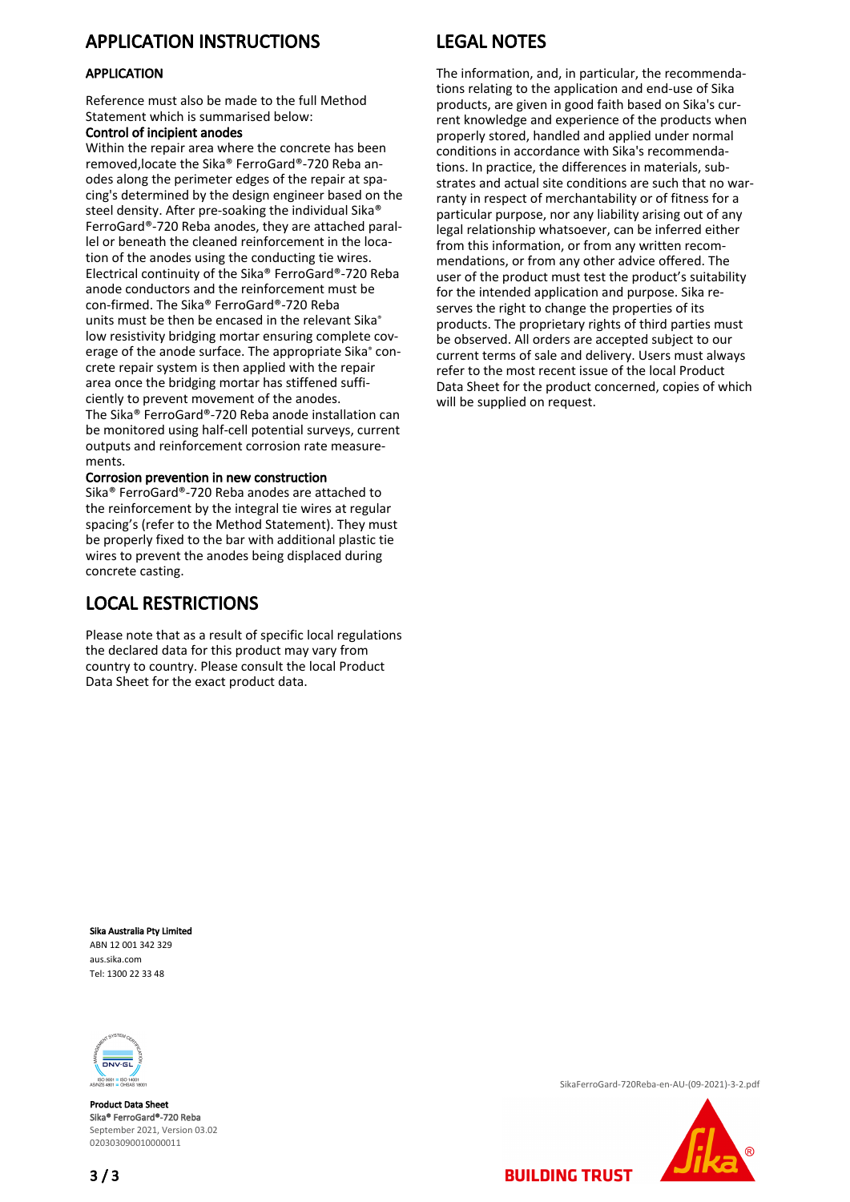## APPLICATION INSTRUCTIONS

### APPLICATION

Reference must also be made to the full Method Statement which is summarised below:

**Control of incipient anodes**

Within the repair area where the concrete has been removed,locate the Sika® FerroGard®-720 Reba anodes along the perimeter edges of the repair at spacing's determined by the design engineer based on the steel density. After pre-soaking the individual Sika® FerroGard®-720 Reba anodes, they are attached parallel or beneath the cleaned reinforcement in the location of the anodes using the conducting tie wires. Electrical continuity of the Sika® FerroGard®-720 Reba anode conductors and the reinforcement must be con-firmed. The Sika® FerroGard®-720 Reba units must be then be encased in the relevant Sika® low resistivity bridging mortar ensuring complete coverage of the anode surface. The appropriate Sika® concrete repair system is then applied with the repair area once the bridging mortar has stiffened sufficiently to prevent movement of the anodes.

The Sika® FerroGard®-720 Reba anode installation can be monitored using half-cell potential surveys, current outputs and reinforcement corrosion rate measurements.

**Corrosion prevention in new construction**

Sika® FerroGard®-720 Reba anodes are attached to the reinforcement by the integral tie wires at regular spacing's (refer to the Method Statement). They must be properly fixed to the bar with additional plastic tie wires to prevent the anodes being displaced during concrete casting.

## LOCAL RESTRICTIONS

Please note that as a result of specific local regulations the declared data for this product may vary from country to country. Please consult the local Product Data Sheet for the exact product data.

## LEGAL NOTES

The information, and, in particular, the recommendations relating to the application and end-use of Sika products, are given in good faith based on Sika's current knowledge and experience of the products when properly stored, handled and applied under normal conditions in accordance with Sika's recommendations. In practice, the differences in materials, substrates and actual site conditions are such that no warranty in respect of merchantability or of fitness for a particular purpose, nor any liability arising out of any legal relationship whatsoever, can be inferred either from this information, or from any written recommendations, or from any other advice offered. The user of the product must test the product's suitability for the intended application and purpose. Sika reserves the right to change the properties of its products. The proprietary rights of third parties must be observed. All orders are accepted subject to our current terms of sale and delivery. Users must always refer to the most recent issue of the local Product Data Sheet for the product concerned, copies of which will be supplied on request.

**Sika Australia Pty Limited**
ABN 12 001 342 329
aus.sika.com
Tel: 1300 22 33 48

**Product Data Sheet**
**Sika® FerroGard®-720 Reba**
September 2021, Version 03.02
020303090010000011

SikaFerroGard-720Reba-en-AU-(09-2021)-3-2.pdf

**BUILDING TRUST**